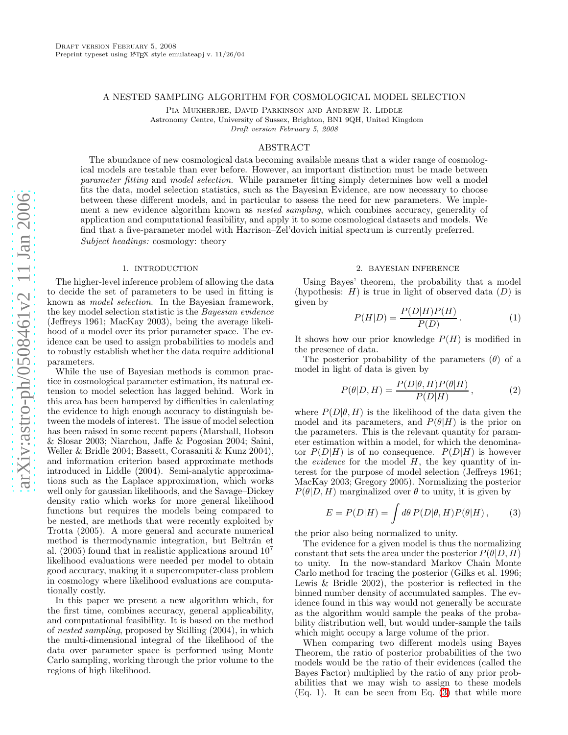# A NESTED SAMPLING ALGORITHM FOR COSMOLOGICAL MODEL SELECTION

Pia Mukherjee, David Parkinson and Andrew R. Liddle

Astronomy Centre, University of Sussex, Brighton, BN1 9QH, United Kingdom

*Draft version February 5, 2008*

## ABSTRACT

The abundance of new cosmological data becoming available means that a wider range of cosmological models are testable than ever before. However, an important distinction must be made between *parameter fitting* and *model selection*. While parameter fitting simply determines how well a model fits the data, model selection statistics, such as the Bayesian Evidence, are now necessary to choose between these different models, and in particular to assess the need for new parameters. We implement a new evidence algorithm known as *nested sampling*, which combines accuracy, generality of application and computational feasibility, and apply it to some cosmological datasets and models. We find that a five-parameter model with Harrison–Zel'dovich initial spectrum is currently preferred.

*Subject headings:* cosmology: theory

## 1. INTRODUCTION

The higher-level inference problem of allowing the data to decide the set of parameters to be used in fitting is known as *model selection*. In the Bayesian framework, the key model selection statistic is the *Bayesian evidence* (Jeffreys 1961; MacKay 2003), being the average likelihood of a model over its prior parameter space. The evidence can be used to assign probabilities to models and to robustly establish whether the data require additional parameters.

While the use of Bayesian methods is common practice in cosmological parameter estimation, its natural extension to model selection has lagged behind. Work in this area has been hampered by difficulties in calculating the evidence to high enough accuracy to distinguish between the models of interest. The issue of model selection has been raised in some recent papers (Marshall, Hobson & Slosar 2003; Niarchou, Jaffe & Pogosian 2004; Saini, Weller & Bridle 2004; Bassett, Corasaniti & Kunz 2004), and information criterion based approximate methods introduced in Liddle (2004). Semi-analytic approximations such as the Laplace approximation, which works well only for gaussian likelihoods, and the Savage–Dickey density ratio which works for more general likelihood functions but requires the models being compared to be nested, are methods that were recently exploited by Trotta (2005). A more general and accurate numerical method is thermodynamic integration, but Beltrán et al. (2005) found that in realistic applications around $10^7$ likelihood evaluations were needed per model to obtain good accuracy, making it a supercomputer-class problem in cosmology where likelihood evaluations are computationally costly.

In this paper we present a new algorithm which, for the first time, combines accuracy, general applicability, and computational feasibility. It is based on the method of *nested sampling*, proposed by Skilling (2004), in which the multi-dimensional integral of the likelihood of the data over parameter space is performed using Monte Carlo sampling, working through the prior volume to the regions of high likelihood.

## 2. BAYESIAN INFERENCE

Using Bayes' theorem, the probability that a model (hypothesis: $H$) is true in light of observed data ($D$) is given by

$$P(H|D) = \frac{P(D|H)P(H)}{P(D)} \,. \qquad (1)$$

It shows how our prior knowledge $P(H)$ is modified in the presence of data.

The posterior probability of the parameters ($\theta$) of a model in light of data is given by

$$P(\theta|D,H) = \frac{P(D|\theta,H)P(\theta|H)}{P(D|H)} \,, \qquad (2)$$

where $P(D|\theta,H)$ is the likelihood of the data given the model and its parameters, and $P(\theta|H)$ is the prior on the parameters. This is the relevant quantity for parameter estimation within a model, for which the denominator $P(D|H)$ is of no consequence. $P(D|H)$ is however the *evidence* for the model $H$, the key quantity of interest for the purpose of model selection (Jeffreys 1961; MacKay 2003; Gregory 2005). Normalizing the posterior $P(\theta|D,H)$ marginalized over $\theta$ to unity, it is given by

$$E = P(D|H) = \int d\theta \, P(D|\theta,H)P(\theta|H) \,, \qquad (3)$$

the prior also being normalized to unity.

The evidence for a given model is thus the normalizing constant that sets the area under the posterior $P(\theta|D,H)$ to unity. In the now-standard Markov Chain Monte Carlo method for tracing the posterior (Gilks et al. 1996; Lewis & Bridle 2002), the posterior is reflected in the binned number density of accumulated samples. The evidence found in this way would not generally be accurate as the algorithm would sample the peaks of the probability distribution well, but would under-sample the tails which might occupy a large volume of the prior.

When comparing two different models using Bayes Theorem, the ratio of posterior probabilities of the two models would be the ratio of their evidences (called the Bayes Factor) multiplied by the ratio of any prior probabilities that we may wish to assign to these models (Eq. 1). It can be seen from Eq. (3) that while more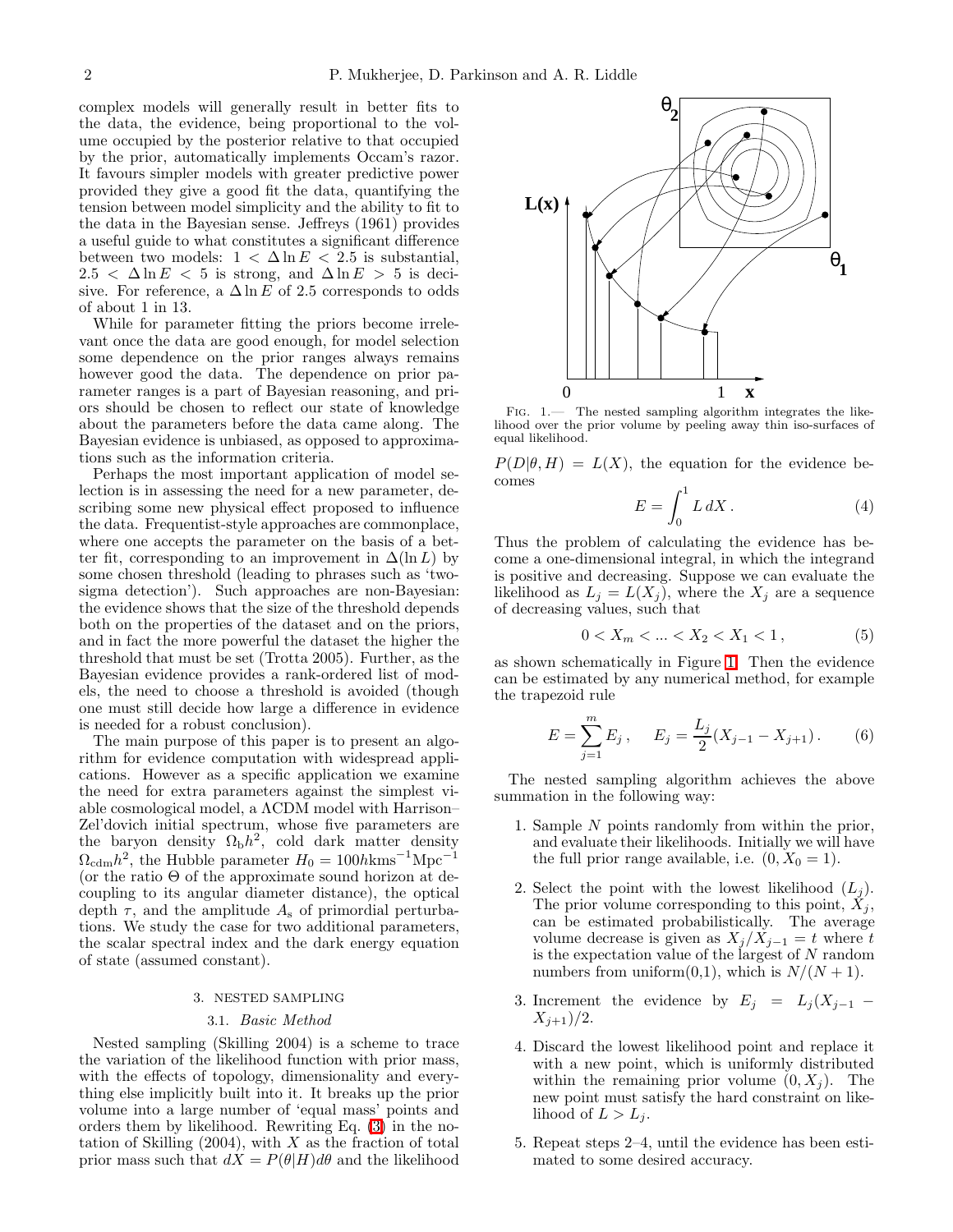complex models will generally result in better fits to the data, the evidence, being proportional to the volume occupied by the posterior relative to that occupied by the prior, automatically implements Occam's razor. It favours simpler models with greater predictive power provided they give a good fit the data, quantifying the tension between model simplicity and the ability to fit to the data in the Bayesian sense. Jeffreys (1961) provides a useful guide to what constitutes a significant difference between two models: $1 < \Delta \ln E < 2.5$ is substantial, $2.5 < \Delta \ln E < 5$ is strong, and $\Delta \ln E > 5$ is decisive. For reference, a $\Delta \ln E$ of 2.5 corresponds to odds of about 1 in 13.

While for parameter fitting the priors become irrelevant once the data are good enough, for model selection some dependence on the prior ranges always remains however good the data. The dependence on prior parameter ranges is a part of Bayesian reasoning, and priors should be chosen to reflect our state of knowledge about the parameters before the data came along. The Bayesian evidence is unbiased, as opposed to approximations such as the information criteria.

Perhaps the most important application of model selection is in assessing the need for a new parameter, describing some new physical effect proposed to influence the data. Frequentist-style approaches are commonplace, where one accepts the parameter on the basis of a better fit, corresponding to an improvement in $\Delta(\ln L)$ by some chosen threshold (leading to phrases such as 'two-sigma detection'). Such approaches are non-Bayesian: the evidence shows that the size of the threshold depends both on the properties of the dataset and on the priors, and in fact the more powerful the dataset the higher the threshold that must be set (Trotta 2005). Further, as the Bayesian evidence provides a rank-ordered list of models, the need to choose a threshold is avoided (though one must still decide how large a difference in evidence is needed for a robust conclusion).

The main purpose of this paper is to present an algorithm for evidence computation with widespread applications. However as a specific application we examine the need for extra parameters against the simplest viable cosmological model, a ΛCDM model with Harrison–Zel'dovich initial spectrum, whose five parameters are the baryon density $\Omega_{\rm b}h^2$, cold dark matter density $\Omega_{\rm cdm}h^2$, the Hubble parameter $H_0 = 100h\,{\rm kms}^{-1}{\rm Mpc}^{-1}$ (or the ratio $\Theta$ of the approximate sound horizon at decoupling to its angular diameter distance), the optical depth $\tau$, and the amplitude $A_{\rm s}$ of primordial perturbations. We study the case for two additional parameters, the scalar spectral index and the dark energy equation of state (assumed constant).

## 3. NESTED SAMPLING

### 3.1. *Basic Method*

Nested sampling (Skilling 2004) is a scheme to trace the variation of the likelihood function with prior mass, with the effects of topology, dimensionality and everything else implicitly built into it. It breaks up the prior volume into a large number of 'equal mass' points and orders them by likelihood. Rewriting Eq. (3) in the notation of Skilling (2004), with $X$ as the fraction of total prior mass such that $dX = P(\theta|H)d\theta$ and the likelihood $P(D|\theta, H) = L(X)$, the equation for the evidence becomes

$$E = \int_0^1 L\, dX\,. \tag{4}$$

FIG. 1.— The nested sampling algorithm integrates the likelihood over the prior volume by peeling away thin iso-surfaces of equal likelihood.

Thus the problem of calculating the evidence has become a one-dimensional integral, in which the integrand is positive and decreasing. Suppose we can evaluate the likelihood as $L_j = L(X_j)$, where the $X_j$ are a sequence of decreasing values, such that

$$0 < X_m < ... < X_2 < X_1 < 1\,, \tag{5}$$

as shown schematically in Figure 1. Then the evidence can be estimated by any numerical method, for example the trapezoid rule

$$E = \sum_{j=1}^{m} E_j\,, \quad E_j = \frac{L_j}{2}(X_{j-1} - X_{j+1})\,. \tag{6}$$

The nested sampling algorithm achieves the above summation in the following way:

1. Sample $N$ points randomly from within the prior, and evaluate their likelihoods. Initially we will have the full prior range available, i.e. $(0, X_0 = 1)$.

2. Select the point with the lowest likelihood $(L_j)$. The prior volume corresponding to this point, $X_j$, can be estimated probabilistically. The average volume decrease is given as $X_j/X_{j-1} = t$ where $t$ is the expectation value of the largest of $N$ random numbers from uniform(0,1), which is $N/(N+1)$.

3. Increment the evidence by $E_j = L_j(X_{j-1} - X_{j+1})/2$.

4. Discard the lowest likelihood point and replace it with a new point, which is uniformly distributed within the remaining prior volume $(0, X_j)$. The new point must satisfy the hard constraint on likelihood of $L > L_j$.

5. Repeat steps 2–4, until the evidence has been estimated to some desired accuracy.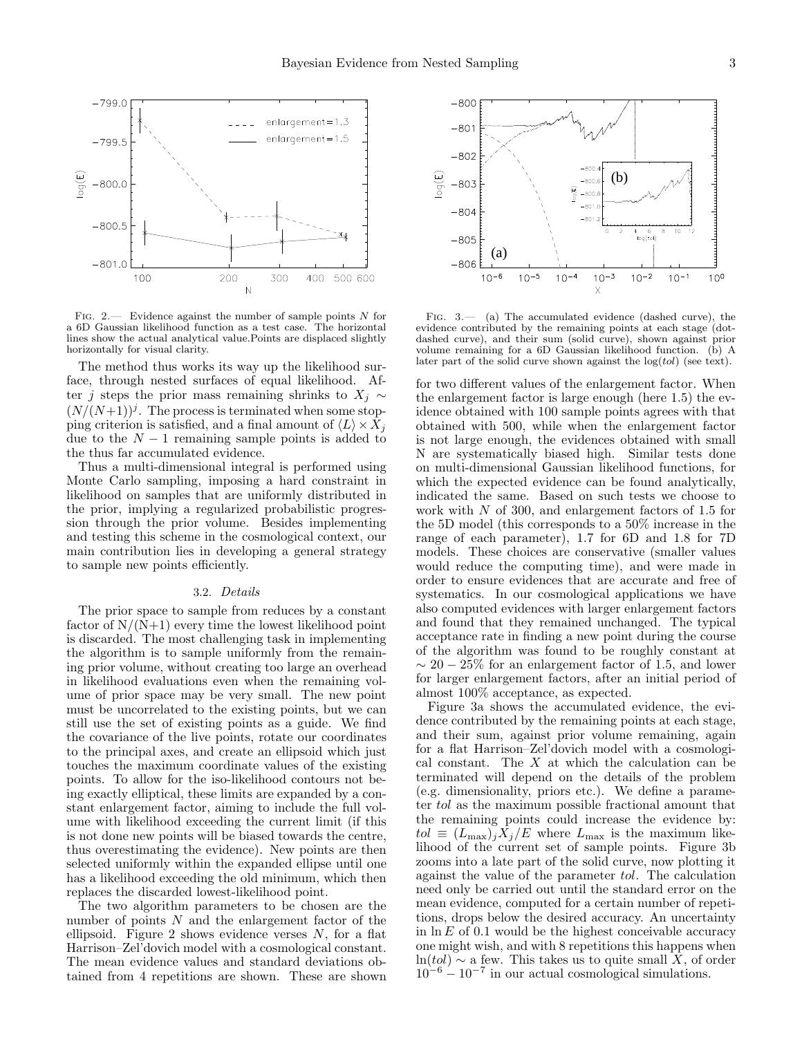FIG. 2.— Evidence against the number of sample points $N$ for a 6D Gaussian likelihood function as a test case. The horizontal lines show the actual analytical value.Points are displaced slightly horizontally for visual clarity.

FIG. 3.— (a) The accumulated evidence (dashed curve), the evidence contributed by the remaining points at each stage (dot-dashed curve), and their sum (solid curve), shown against prior volume remaining for a 6D Gaussian likelihood function. (b) A later part of the solid curve shown against the log(*tol*) (see text).

The method thus works its way up the likelihood surface, through nested surfaces of equal likelihood. After $j$ steps the prior mass remaining shrinks to $X_j \sim (N/(N+1))^j$. The process is terminated when some stopping criterion is satisfied, and a final amount of $\langle L \rangle \times X_j$ due to the $N-1$ remaining sample points is added to the thus far accumulated evidence.

Thus a multi-dimensional integral is performed using Monte Carlo sampling, imposing a hard constraint in likelihood on samples that are uniformly distributed in the prior, implying a regularized probabilistic progression through the prior volume. Besides implementing and testing this scheme in the cosmological context, our main contribution lies in developing a general strategy to sample new points efficiently.

### 3.2. *Details*

The prior space to sample from reduces by a constant factor of N/(N+1) every time the lowest likelihood point is discarded. The most challenging task in implementing the algorithm is to sample uniformly from the remaining prior volume, without creating too large an overhead in likelihood evaluations even when the remaining volume of prior space may be very small. The new point must be uncorrelated to the existing points, but we can still use the set of existing points as a guide. We find the covariance of the live points, rotate our coordinates to the principal axes, and create an ellipsoid which just touches the maximum coordinate values of the existing points. To allow for the iso-likelihood contours not being exactly elliptical, these limits are expanded by a constant enlargement factor, aiming to include the full volume with likelihood exceeding the current limit (if this is not done new points will be biased towards the centre, thus overestimating the evidence). New points are then selected uniformly within the expanded ellipse until one has a likelihood exceeding the old minimum, which then replaces the discarded lowest-likelihood point.

The two algorithm parameters to be chosen are the number of points $N$ and the enlargement factor of the ellipsoid. Figure 2 shows evidence verses $N$, for a flat Harrison–Zel'dovich model with a cosmological constant. The mean evidence values and standard deviations obtained from 4 repetitions are shown. These are shown for two different values of the enlargement factor. When the enlargement factor is large enough (here 1.5) the evidence obtained with 100 sample points agrees with that obtained with 500, while when the enlargement factor is not large enough, the evidences obtained with small N are systematically biased high. Similar tests done on multi-dimensional Gaussian likelihood functions, for which the expected evidence can be found analytically, indicated the same. Based on such tests we choose to work with $N$ of 300, and enlargement factors of 1.5 for the 5D model (this corresponds to a 50% increase in the range of each parameter), 1.7 for 6D and 1.8 for 7D models. These choices are conservative (smaller values would reduce the computing time), and were made in order to ensure evidences that are accurate and free of systematics. In our cosmological applications we have also computed evidences with larger enlargement factors and found that they remained unchanged. The typical acceptance rate in finding a new point during the course of the algorithm was found to be roughly constant at $\sim 20-25\%$ for an enlargement factor of 1.5, and lower for larger enlargement factors, after an initial period of almost 100% acceptance, as expected.

Figure 3a shows the accumulated evidence, the evidence contributed by the remaining points at each stage, and their sum, against prior volume remaining, again for a flat Harrison–Zel'dovich model with a cosmological constant. The $X$ at which the calculation can be terminated will depend on the details of the problem (e.g. dimensionality, priors etc.). We define a parameter *tol* as the maximum possible fractional amount that the remaining points could increase the evidence by: $tol \equiv (L_{\max})_j X_j/E$ where $L_{\max}$ is the maximum likelihood of the current set of sample points. Figure 3b zooms into a late part of the solid curve, now plotting it against the value of the parameter *tol*. The calculation need only be carried out until the standard error on the mean evidence, computed for a certain number of repetitions, drops below the desired accuracy. An uncertainty in $\ln E$ of 0.1 would be the highest conceivable accuracy one might wish, and with 8 repetitions this happens when $\ln(tol) \sim$ a few. This takes us to quite small $X$, of order $10^{-6}-10^{-7}$ in our actual cosmological simulations.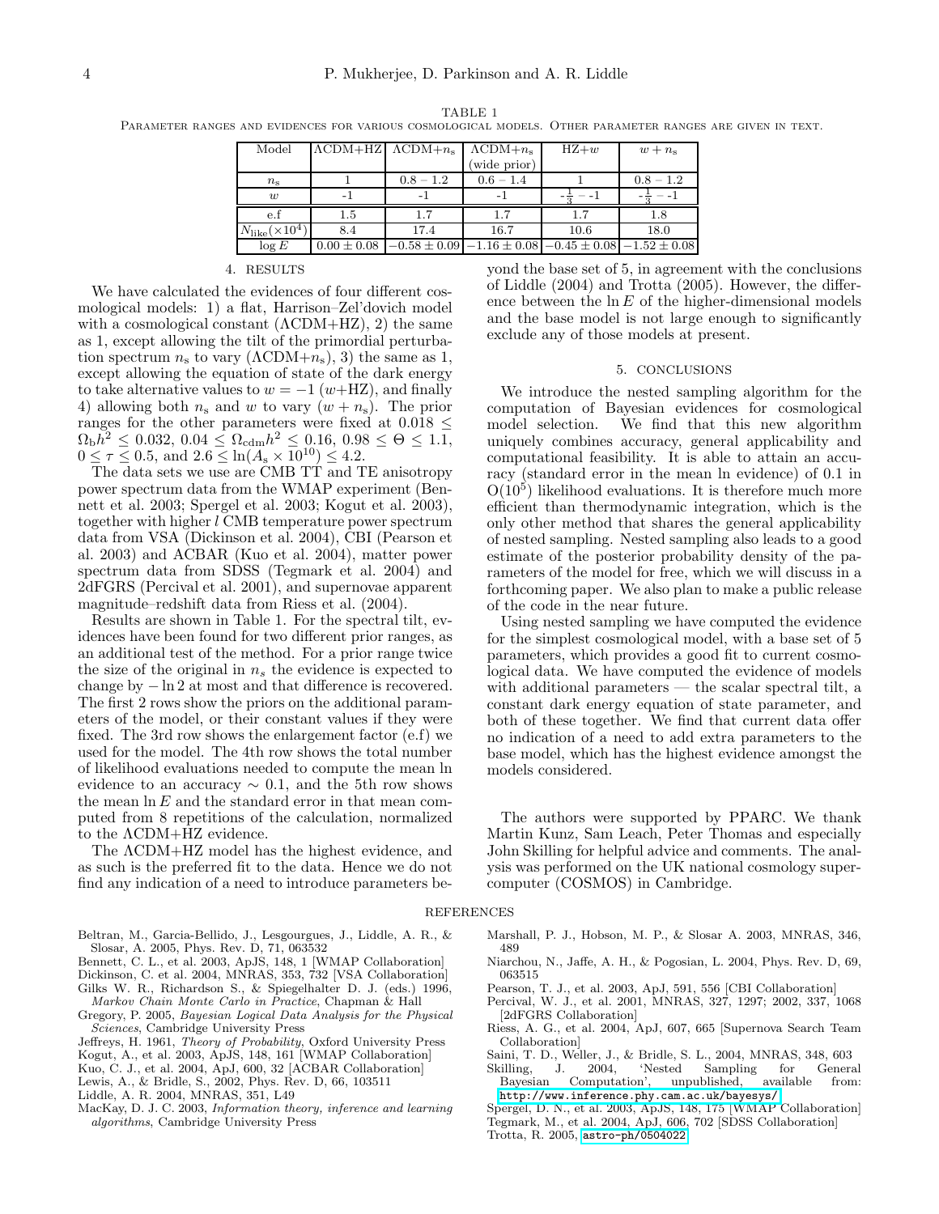TABLE 1

Parameter ranges and evidences for various cosmological models. Other parameter ranges are given in text.

| Model | ΛCDM+HZ | ΛCDM+$n_s$ | ΛCDM+$n_s$ (wide prior) | HZ+$w$ | $w+n_s$ |
|---|---|---|---|---|---|
| $n_s$ | 1 | $0.8-1.2$ | $0.6-1.4$ | 1 | $0.8-1.2$ |
| $w$ | -1 | -1 | -1 | $-\frac{1}{3}--1$ | $-\frac{1}{3}--1$ |
| e.f | 1.5 | 1.7 | 1.7 | 1.7 | 1.8 |
| $N_{\rm like}(\times 10^4)$ | 8.4 | 17.4 | 16.7 | 10.6 | 18.0 |
| $\log E$ | $0.00\pm0.08$ | $-0.58\pm0.09$ | $-1.16\pm0.08$ | $-0.45\pm0.08$ | $-1.52\pm0.08$ |

## 4. RESULTS

We have calculated the evidences of four different cosmological models: 1) a flat, Harrison–Zel'dovich model with a cosmological constant (ΛCDM+HZ), 2) the same as 1, except allowing the tilt of the primordial perturbation spectrum $n_s$ to vary (ΛCDM+$n_s$), 3) the same as 1, except allowing the equation of state of the dark energy to take alternative values to $w=-1$ ($w$+HZ), and finally 4) allowing both $n_s$ and $w$ to vary ($w+n_s$). The prior ranges for the other parameters were fixed at $0.018 \leq \Omega_b h^2 \leq 0.032$, $0.04 \leq \Omega_{\rm cdm}h^2 \leq 0.16$, $0.98 \leq \Theta \leq 1.1$, $0 \leq \tau \leq 0.5$, and $2.6 \leq \ln(A_s \times 10^{10}) \leq 4.2$.

The data sets we use are CMB TT and TE anisotropy power spectrum data from the WMAP experiment (Bennett et al. 2003; Spergel et al. 2003; Kogut et al. 2003), together with higher $l$ CMB temperature power spectrum data from VSA (Dickinson et al. 2004), CBI (Pearson et al. 2003) and ACBAR (Kuo et al. 2004), matter power spectrum data from SDSS (Tegmark et al. 2004) and 2dFGRS (Percival et al. 2001), and supernovae apparent magnitude–redshift data from Riess et al. (2004).

Results are shown in Table 1. For the spectral tilt, evidences have been found for two different prior ranges, as an additional test of the method. For a prior range twice the size of the original in $n_s$ the evidence is expected to change by $-\ln 2$ at most and that difference is recovered. The first 2 rows show the priors on the additional parameters of the model, or their constant values if they were fixed. The 3rd row shows the enlargement factor (e.f) we used for the model. The 4th row shows the total number of likelihood evaluations needed to compute the mean ln evidence to an accuracy $\sim 0.1$, and the 5th row shows the mean $\ln E$ and the standard error in that mean computed from 8 repetitions of the calculation, normalized to the ΛCDM+HZ evidence.

The ΛCDM+HZ model has the highest evidence, and as such is the preferred fit to the data. Hence we do not find any indication of a need to introduce parameters beyond the base set of 5, in agreement with the conclusions of Liddle (2004) and Trotta (2005). However, the difference between the $\ln E$ of the higher-dimensional models and the base model is not large enough to significantly exclude any of those models at present.

## 5. CONCLUSIONS

We introduce the nested sampling algorithm for the computation of Bayesian evidences for cosmological model selection. We find that this new algorithm uniquely combines accuracy, general applicability and computational feasibility. It is able to attain an accuracy (standard error in the mean ln evidence) of 0.1 in $O(10^5)$ likelihood evaluations. It is therefore much more efficient than thermodynamic integration, which is the only other method that shares the general applicability of nested sampling. Nested sampling also leads to a good estimate of the posterior probability density of the parameters of the model for free, which we will discuss in a forthcoming paper. We also plan to make a public release of the code in the near future.

Using nested sampling we have computed the evidence for the simplest cosmological model, with a base set of 5 parameters, which provides a good fit to current cosmological data. We have computed the evidence of models with additional parameters — the scalar spectral tilt, a constant dark energy equation of state parameter, and both of these together. We find that current data offer no indication of a need to add extra parameters to the base model, which has the highest evidence amongst the models considered.

The authors were supported by PPARC. We thank Martin Kunz, Sam Leach, Peter Thomas and especially John Skilling for helpful advice and comments. The analysis was performed on the UK national cosmology supercomputer (COSMOS) in Cambridge.

## REFERENCES

Beltran, M., Garcia-Bellido, J., Lesgourgues, J., Liddle, A. R., & Slosar, A. 2005, Phys. Rev. D, 71, 063532

Bennett, C. L., et al. 2003, ApJS, 148, 1 [WMAP Collaboration]

Dickinson, C. et al. 2004, MNRAS, 353, 732 [VSA Collaboration]

Gilks W. R., Richardson S., & Spiegelhalter D. J. (eds.) 1996, *Markov Chain Monte Carlo in Practice*, Chapman & Hall

Gregory, P. 2005, *Bayesian Logical Data Analysis for the Physical Sciences*, Cambridge University Press

Jeffreys, H. 1961, *Theory of Probability*, Oxford University Press

Kogut, A., et al. 2003, ApJS, 148, 161 [WMAP Collaboration]

Kuo, C. J., et al. 2004, ApJ, 600, 32 [ACBAR Collaboration]

Lewis, A., & Bridle, S., 2002, Phys. Rev. D, 66, 103511

Liddle, A. R. 2004, MNRAS, 351, L49

MacKay, D. J. C. 2003, *Information theory, inference and learning algorithms*, Cambridge University Press

Marshall, P. J., Hobson, M. P., & Slosar A. 2003, MNRAS, 346, 489

Niarchou, N., Jaffe, A. H., & Pogosian, L. 2004, Phys. Rev. D, 69, 063515

Pearson, T. J., et al. 2003, ApJ, 591, 556 [CBI Collaboration]

Percival, W. J., et al. 2001, MNRAS, 327, 1297; 2002, 337, 1068 [2dFGRS Collaboration]

Riess, A. G., et al. 2004, ApJ, 607, 665 [Supernova Search Team Collaboration]

Saini, T. D., Weller, J., & Bridle, S. L., 2004, MNRAS, 348, 603

Skilling, J. 2004, 'Nested Sampling for General Bayesian Computation', unpublished, available from: http://www.inference.phy.cam.ac.uk/bayesys/

Spergel, D. N., et al. 2003, ApJS, 148, 175 [WMAP Collaboration]

Tegmark, M., et al. 2004, ApJ, 606, 702 [SDSS Collaboration]

Trotta, R. 2005, astro-ph/0504022